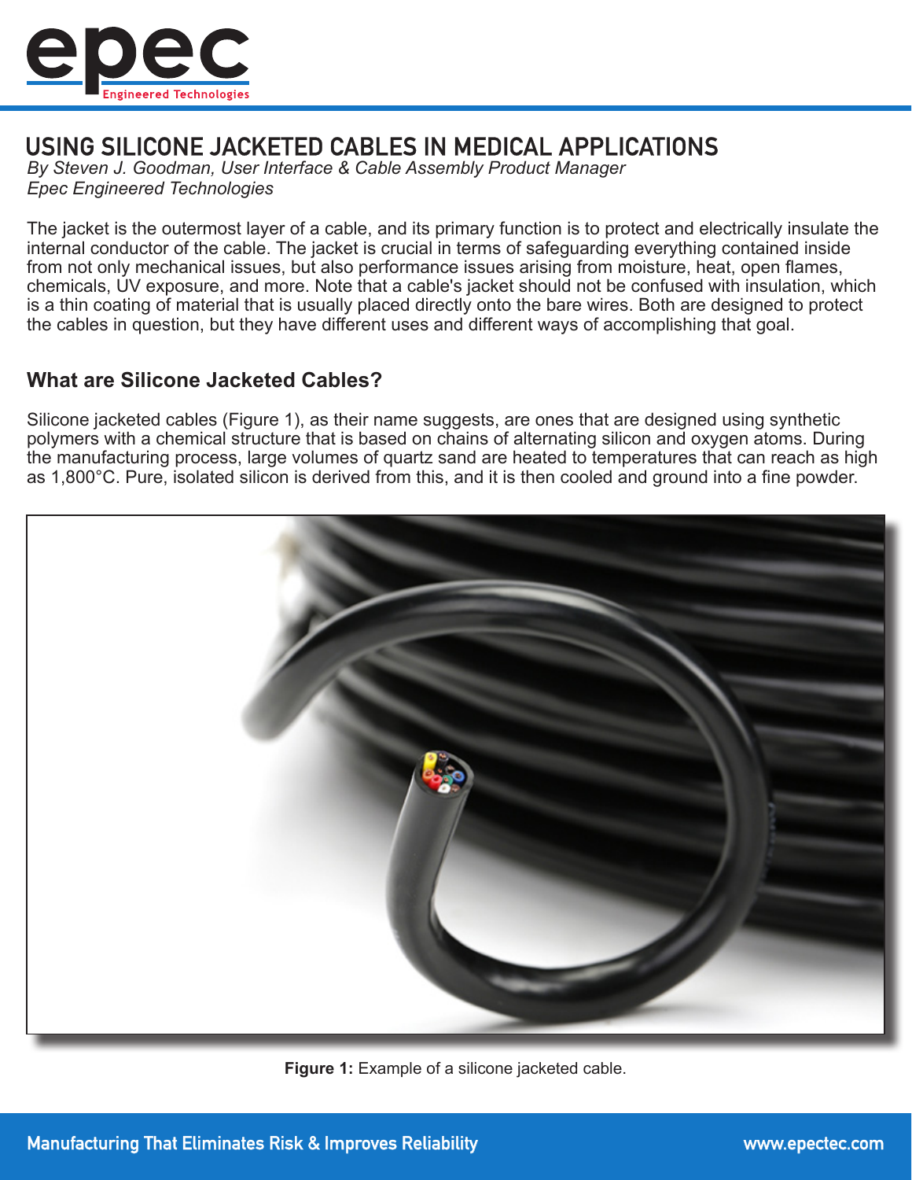# USING SILICONE JACKETED CABLES IN MEDICAL APPLICATIONS

*By Steven J. Goodman, User Interface & Cable Assembly Product Manager*
*Epec Engineered Technologies*

The jacket is the outermost layer of a cable, and its primary function is to protect and electrically insulate the internal conductor of the cable. The jacket is crucial in terms of safeguarding everything contained inside from not only mechanical issues, but also performance issues arising from moisture, heat, open flames, chemicals, UV exposure, and more. Note that a cable's jacket should not be confused with insulation, which is a thin coating of material that is usually placed directly onto the bare wires. Both are designed to protect the cables in question, but they have different uses and different ways of accomplishing that goal.

## What are Silicone Jacketed Cables?

Silicone jacketed cables (Figure 1), as their name suggests, are ones that are designed using synthetic polymers with a chemical structure that is based on chains of alternating silicon and oxygen atoms. During the manufacturing process, large volumes of quartz sand are heated to temperatures that can reach as high as 1,800°C. Pure, isolated silicon is derived from this, and it is then cooled and ground into a fine powder.

**Figure 1:** Example of a silicone jacketed cable.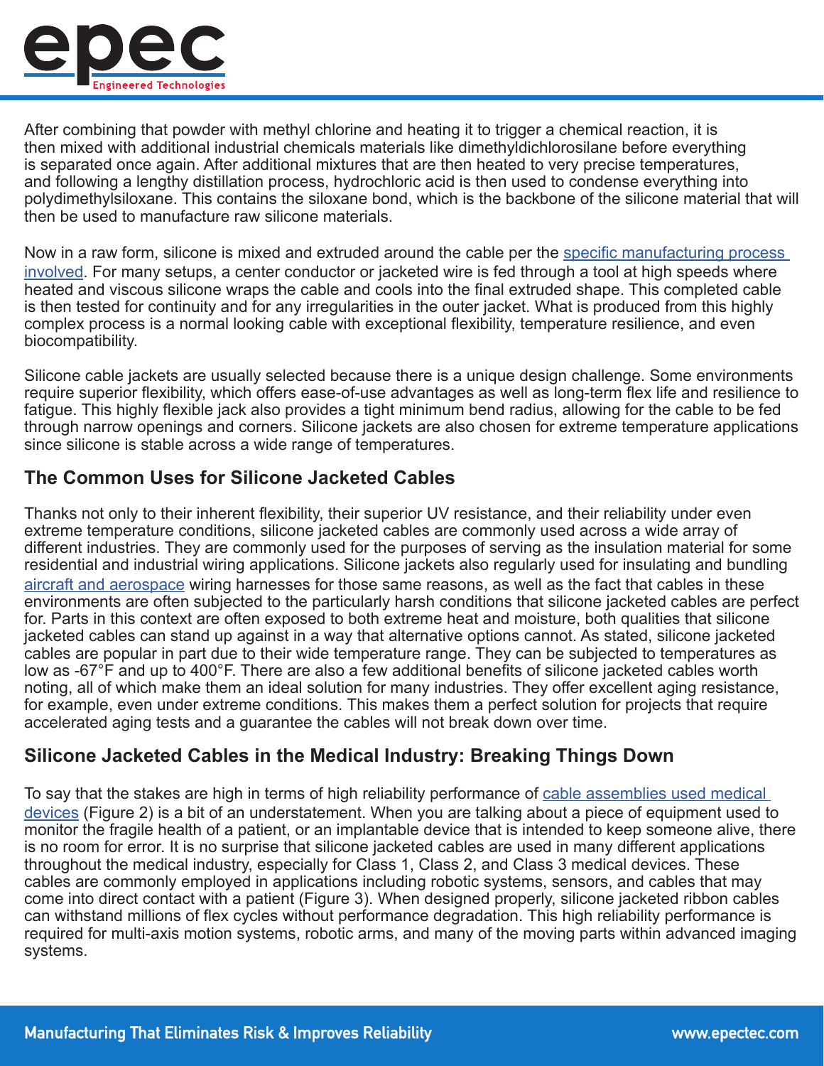After combining that powder with methyl chlorine and heating it to trigger a chemical reaction, it is then mixed with additional industrial chemicals materials like dimethyldichlorosilane before everything is separated once again. After additional mixtures that are then heated to very precise temperatures, and following a lengthy distillation process, hydrochloric acid is then used to condense everything into polydimethylsiloxane. This contains the siloxane bond, which is the backbone of the silicone material that will then be used to manufacture raw silicone materials.

Now in a raw form, silicone is mixed and extruded around the cable per the [specific manufacturing process involved](). For many setups, a center conductor or jacketed wire is fed through a tool at high speeds where heated and viscous silicone wraps the cable and cools into the final extruded shape. This completed cable is then tested for continuity and for any irregularities in the outer jacket. What is produced from this highly complex process is a normal looking cable with exceptional flexibility, temperature resilience, and even biocompatibility.

Silicone cable jackets are usually selected because there is a unique design challenge. Some environments require superior flexibility, which offers ease-of-use advantages as well as long-term flex life and resilience to fatigue. This highly flexible jack also provides a tight minimum bend radius, allowing for the cable to be fed through narrow openings and corners. Silicone jackets are also chosen for extreme temperature applications since silicone is stable across a wide range of temperatures.

## The Common Uses for Silicone Jacketed Cables

Thanks not only to their inherent flexibility, their superior UV resistance, and their reliability under even extreme temperature conditions, silicone jacketed cables are commonly used across a wide array of different industries. They are commonly used for the purposes of serving as the insulation material for some residential and industrial wiring applications. Silicone jackets also regularly used for insulating and bundling [aircraft and aerospace]() wiring harnesses for those same reasons, as well as the fact that cables in these environments are often subjected to the particularly harsh conditions that silicone jacketed cables are perfect for. Parts in this context are often exposed to both extreme heat and moisture, both qualities that silicone jacketed cables can stand up against in a way that alternative options cannot. As stated, silicone jacketed cables are popular in part due to their wide temperature range. They can be subjected to temperatures as low as -67°F and up to 400°F. There are also a few additional benefits of silicone jacketed cables worth noting, all of which make them an ideal solution for many industries. They offer excellent aging resistance, for example, even under extreme conditions. This makes them a perfect solution for projects that require accelerated aging tests and a guarantee the cables will not break down over time.

## Silicone Jacketed Cables in the Medical Industry: Breaking Things Down

To say that the stakes are high in terms of high reliability performance of [cable assemblies used medical devices]() (Figure 2) is a bit of an understatement. When you are talking about a piece of equipment used to monitor the fragile health of a patient, or an implantable device that is intended to keep someone alive, there is no room for error. It is no surprise that silicone jacketed cables are used in many different applications throughout the medical industry, especially for Class 1, Class 2, and Class 3 medical devices. These cables are commonly employed in applications including robotic systems, sensors, and cables that may come into direct contact with a patient (Figure 3). When designed properly, silicone jacketed ribbon cables can withstand millions of flex cycles without performance degradation. This high reliability performance is required for multi-axis motion systems, robotic arms, and many of the moving parts within advanced imaging systems.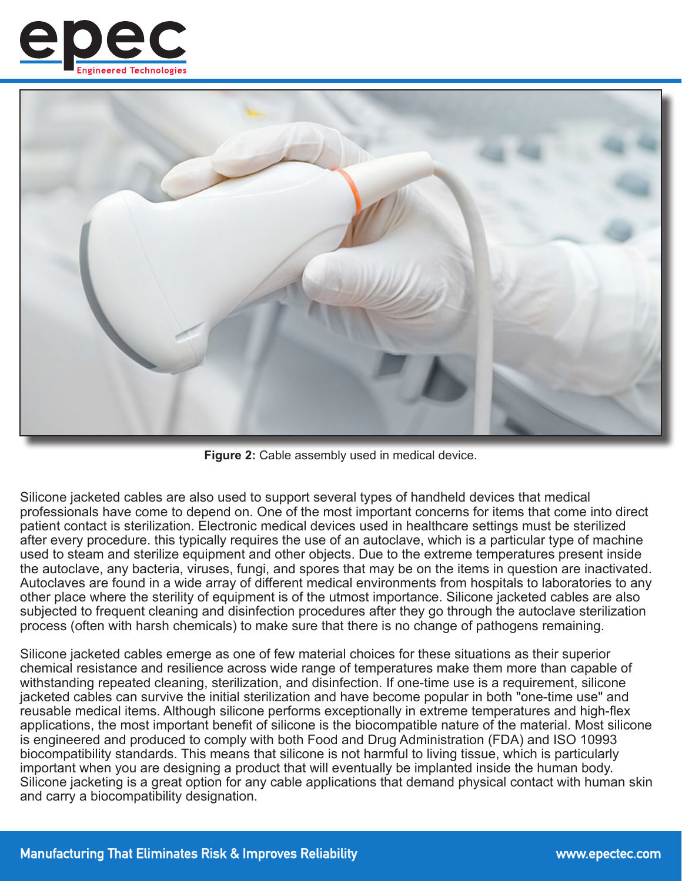Figure 2: Cable assembly used in medical device.

Silicone jacketed cables are also used to support several types of handheld devices that medical professionals have come to depend on. One of the most important concerns for items that come into direct patient contact is sterilization. Electronic medical devices used in healthcare settings must be sterilized after every procedure. this typically requires the use of an autoclave, which is a particular type of machine used to steam and sterilize equipment and other objects. Due to the extreme temperatures present inside the autoclave, any bacteria, viruses, fungi, and spores that may be on the items in question are inactivated. Autoclaves are found in a wide array of different medical environments from hospitals to laboratories to any other place where the sterility of equipment is of the utmost importance. Silicone jacketed cables are also subjected to frequent cleaning and disinfection procedures after they go through the autoclave sterilization process (often with harsh chemicals) to make sure that there is no change of pathogens remaining.

Silicone jacketed cables emerge as one of few material choices for these situations as their superior chemical resistance and resilience across wide range of temperatures make them more than capable of withstanding repeated cleaning, sterilization, and disinfection. If one-time use is a requirement, silicone jacketed cables can survive the initial sterilization and have become popular in both "one-time use" and reusable medical items. Although silicone performs exceptionally in extreme temperatures and high-flex applications, the most important benefit of silicone is the biocompatible nature of the material. Most silicone is engineered and produced to comply with both Food and Drug Administration (FDA) and ISO 10993 biocompatibility standards. This means that silicone is not harmful to living tissue, which is particularly important when you are designing a product that will eventually be implanted inside the human body. Silicone jacketing is a great option for any cable applications that demand physical contact with human skin and carry a biocompatibility designation.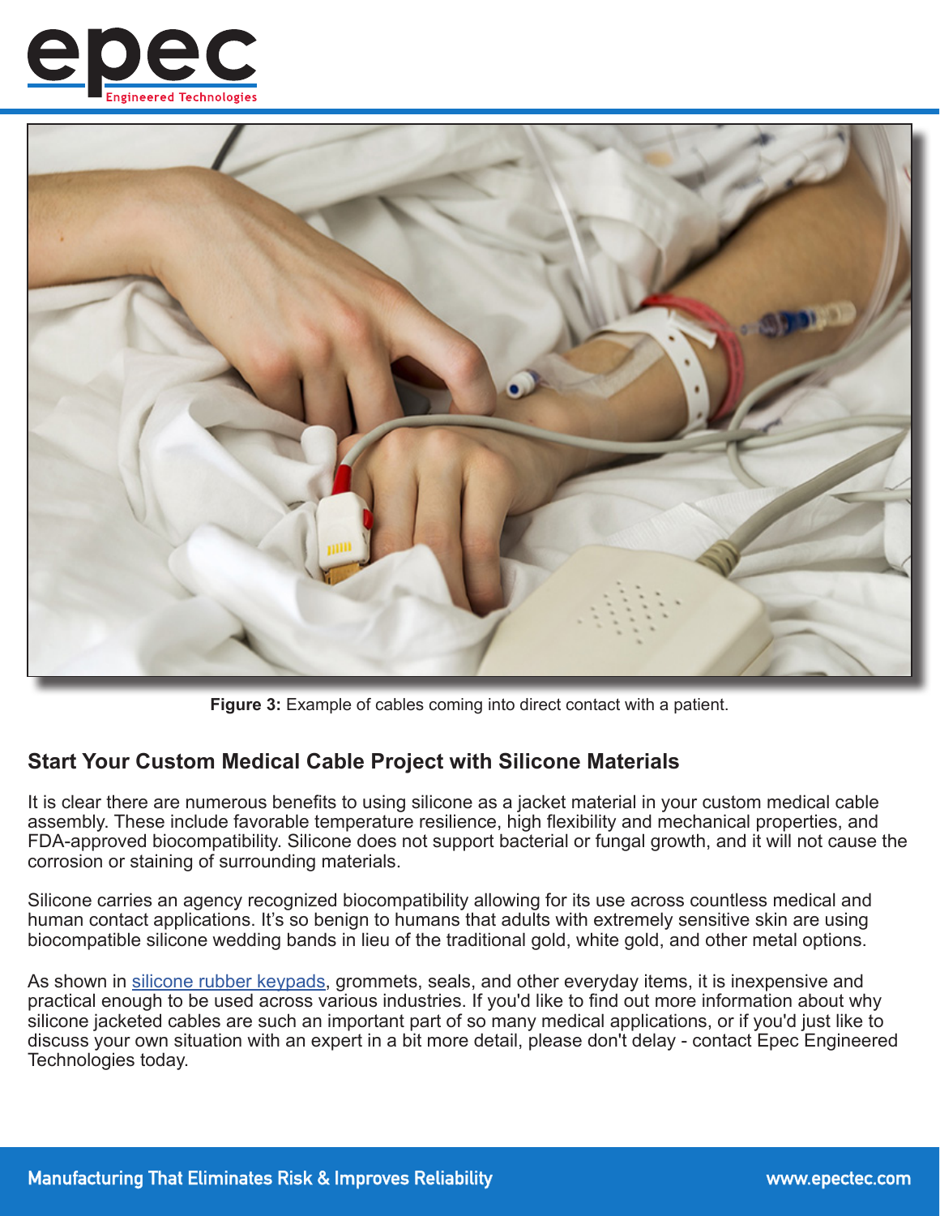**Figure 3:** Example of cables coming into direct contact with a patient.

## Start Your Custom Medical Cable Project with Silicone Materials

It is clear there are numerous benefits to using silicone as a jacket material in your custom medical cable assembly. These include favorable temperature resilience, high flexibility and mechanical properties, and FDA-approved biocompatibility. Silicone does not support bacterial or fungal growth, and it will not cause the corrosion or staining of surrounding materials.

Silicone carries an agency recognized biocompatibility allowing for its use across countless medical and human contact applications. It's so benign to humans that adults with extremely sensitive skin are using biocompatible silicone wedding bands in lieu of the traditional gold, white gold, and other metal options.

As shown in silicone rubber keypads, grommets, seals, and other everyday items, it is inexpensive and practical enough to be used across various industries. If you'd like to find out more information about why silicone jacketed cables are such an important part of so many medical applications, or if you'd just like to discuss your own situation with an expert in a bit more detail, please don't delay - contact Epec Engineered Technologies today.